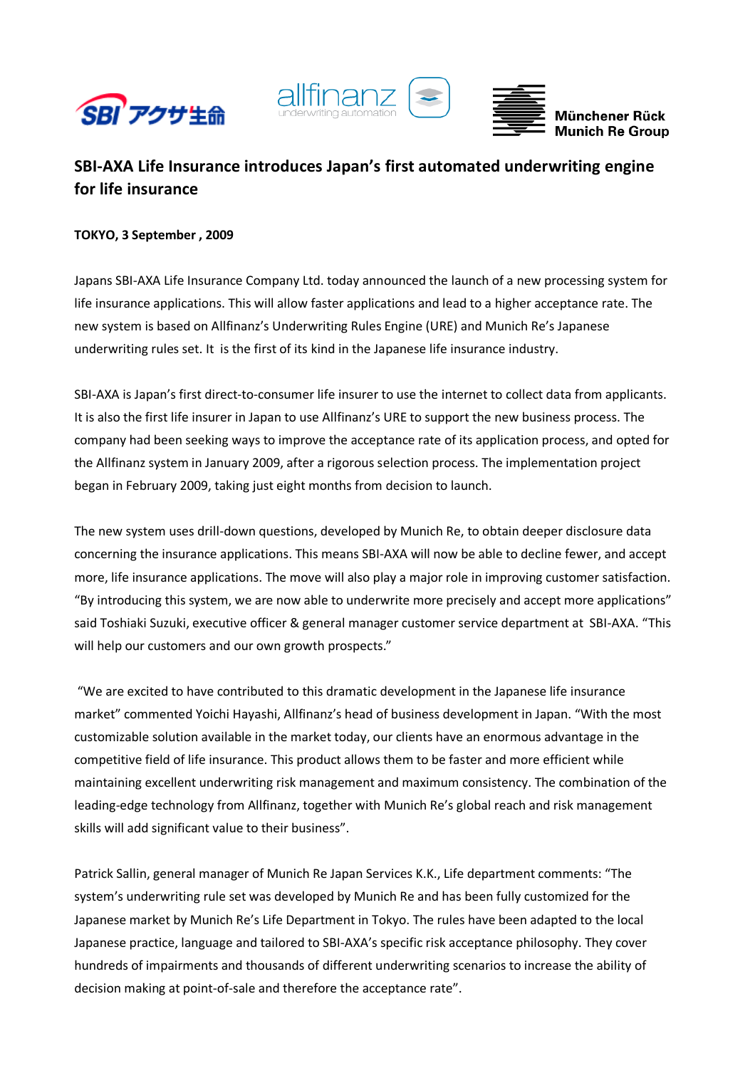SBI アクサ生命　allfinanz underwriting automation　Münchener Rück Munich Re Group

# SBI-AXA Life Insurance introduces Japan's first automated underwriting engine for life insurance

**TOKYO, 3 September , 2009**

Japans SBI-AXA Life Insurance Company Ltd. today announced the launch of a new processing system for life insurance applications. This will allow faster applications and lead to a higher acceptance rate. The new system is based on Allfinanz's Underwriting Rules Engine (URE) and Munich Re's Japanese underwriting rules set. It is the first of its kind in the Japanese life insurance industry.

SBI-AXA is Japan's first direct-to-consumer life insurer to use the internet to collect data from applicants. It is also the first life insurer in Japan to use Allfinanz's URE to support the new business process. The company had been seeking ways to improve the acceptance rate of its application process, and opted for the Allfinanz system in January 2009, after a rigorous selection process. The implementation project began in February 2009, taking just eight months from decision to launch.

The new system uses drill-down questions, developed by Munich Re, to obtain deeper disclosure data concerning the insurance applications. This means SBI-AXA will now be able to decline fewer, and accept more, life insurance applications. The move will also play a major role in improving customer satisfaction. "By introducing this system, we are now able to underwrite more precisely and accept more applications" said Toshiaki Suzuki, executive officer & general manager customer service department at SBI-AXA. "This will help our customers and our own growth prospects."

"We are excited to have contributed to this dramatic development in the Japanese life insurance market" commented Yoichi Hayashi, Allfinanz's head of business development in Japan. "With the most customizable solution available in the market today, our clients have an enormous advantage in the competitive field of life insurance. This product allows them to be faster and more efficient while maintaining excellent underwriting risk management and maximum consistency. The combination of the leading-edge technology from Allfinanz, together with Munich Re's global reach and risk management skills will add significant value to their business".

Patrick Sallin, general manager of Munich Re Japan Services K.K., Life department comments: "The system's underwriting rule set was developed by Munich Re and has been fully customized for the Japanese market by Munich Re's Life Department in Tokyo. The rules have been adapted to the local Japanese practice, language and tailored to SBI-AXA's specific risk acceptance philosophy. They cover hundreds of impairments and thousands of different underwriting scenarios to increase the ability of decision making at point-of-sale and therefore the acceptance rate".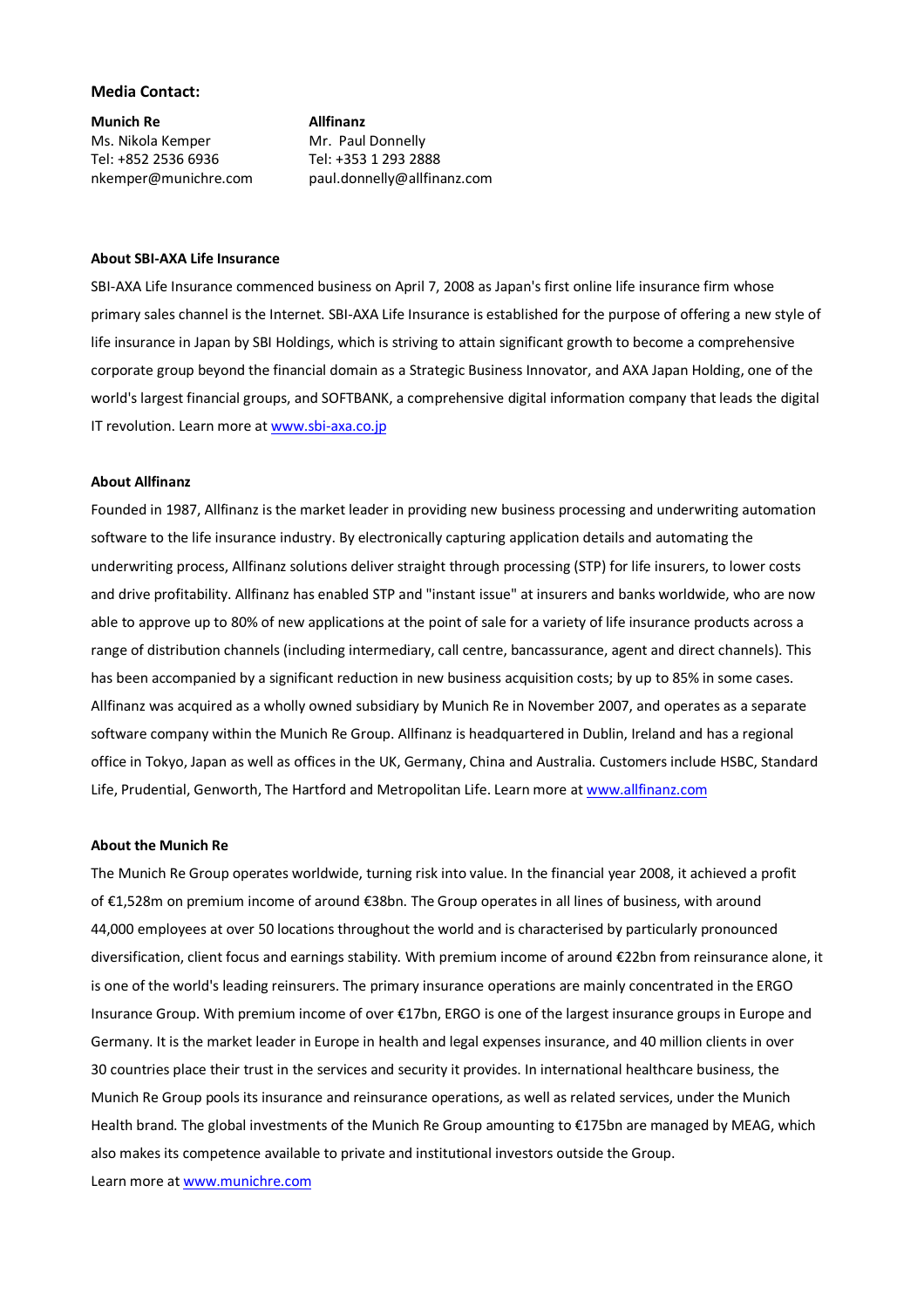**Media Contact:**

| | |
|---|---|
| **Munich Re** | **Allfinanz** |
| Ms. Nikola Kemper | Mr. Paul Donnelly |
| Tel: +852 2536 6936 | Tel: +353 1 293 2888 |
| nkemper@munichre.com | paul.donnelly@allfinanz.com |

**About SBI-AXA Life Insurance**

SBI-AXA Life Insurance commenced business on April 7, 2008 as Japan's first online life insurance firm whose primary sales channel is the Internet. SBI-AXA Life Insurance is established for the purpose of offering a new style of life insurance in Japan by SBI Holdings, which is striving to attain significant growth to become a comprehensive corporate group beyond the financial domain as a Strategic Business Innovator, and AXA Japan Holding, one of the world's largest financial groups, and SOFTBANK, a comprehensive digital information company that leads the digital IT revolution. Learn more at www.sbi-axa.co.jp

**About Allfinanz**

Founded in 1987, Allfinanz is the market leader in providing new business processing and underwriting automation software to the life insurance industry. By electronically capturing application details and automating the underwriting process, Allfinanz solutions deliver straight through processing (STP) for life insurers, to lower costs and drive profitability. Allfinanz has enabled STP and "instant issue" at insurers and banks worldwide, who are now able to approve up to 80% of new applications at the point of sale for a variety of life insurance products across a range of distribution channels (including intermediary, call centre, bancassurance, agent and direct channels). This has been accompanied by a significant reduction in new business acquisition costs; by up to 85% in some cases. Allfinanz was acquired as a wholly owned subsidiary by Munich Re in November 2007, and operates as a separate software company within the Munich Re Group. Allfinanz is headquartered in Dublin, Ireland and has a regional office in Tokyo, Japan as well as offices in the UK, Germany, China and Australia. Customers include HSBC, Standard Life, Prudential, Genworth, The Hartford and Metropolitan Life. Learn more at www.allfinanz.com

**About the Munich Re**

The Munich Re Group operates worldwide, turning risk into value. In the financial year 2008, it achieved a profit of €1,528m on premium income of around €38bn. The Group operates in all lines of business, with around 44,000 employees at over 50 locations throughout the world and is characterised by particularly pronounced diversification, client focus and earnings stability. With premium income of around €22bn from reinsurance alone, it is one of the world's leading reinsurers. The primary insurance operations are mainly concentrated in the ERGO Insurance Group. With premium income of over €17bn, ERGO is one of the largest insurance groups in Europe and Germany. It is the market leader in Europe in health and legal expenses insurance, and 40 million clients in over 30 countries place their trust in the services and security it provides. In international healthcare business, the Munich Re Group pools its insurance and reinsurance operations, as well as related services, under the Munich Health brand. The global investments of the Munich Re Group amounting to €175bn are managed by MEAG, which also makes its competence available to private and institutional investors outside the Group.

Learn more at www.munichre.com